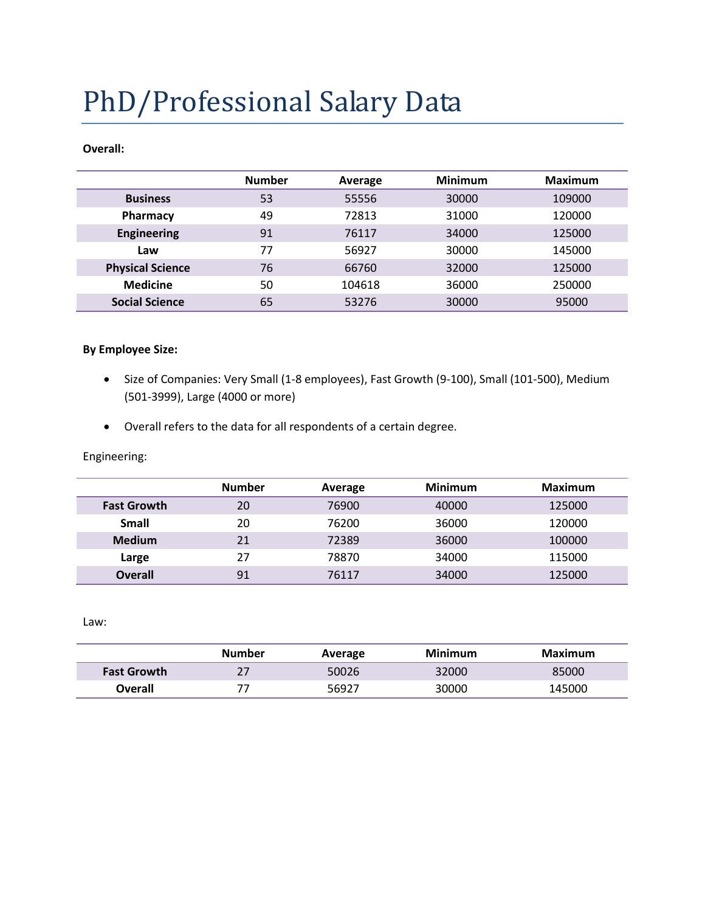# PhD/Professional Salary Data

**Overall:**

| | Number | Average | Minimum | Maximum |
|---|---|---|---|---|
| **Business** | 53 | 55556 | 30000 | 109000 |
| **Pharmacy** | 49 | 72813 | 31000 | 120000 |
| **Engineering** | 91 | 76117 | 34000 | 125000 |
| **Law** | 77 | 56927 | 30000 | 145000 |
| **Physical Science** | 76 | 66760 | 32000 | 125000 |
| **Medicine** | 50 | 104618 | 36000 | 250000 |
| **Social Science** | 65 | 53276 | 30000 | 95000 |

**By Employee Size:**

- Size of Companies: Very Small (1-8 employees), Fast Growth (9-100), Small (101-500), Medium (501-3999), Large (4000 or more)
- Overall refers to the data for all respondents of a certain degree.

Engineering:

| | Number | Average | Minimum | Maximum |
|---|---|---|---|---|
| **Fast Growth** | 20 | 76900 | 40000 | 125000 |
| **Small** | 20 | 76200 | 36000 | 120000 |
| **Medium** | 21 | 72389 | 36000 | 100000 |
| **Large** | 27 | 78870 | 34000 | 115000 |
| **Overall** | 91 | 76117 | 34000 | 125000 |

Law:

| | Number | Average | Minimum | Maximum |
|---|---|---|---|---|
| **Fast Growth** | 27 | 50026 | 32000 | 85000 |
| **Overall** | 77 | 56927 | 30000 | 145000 |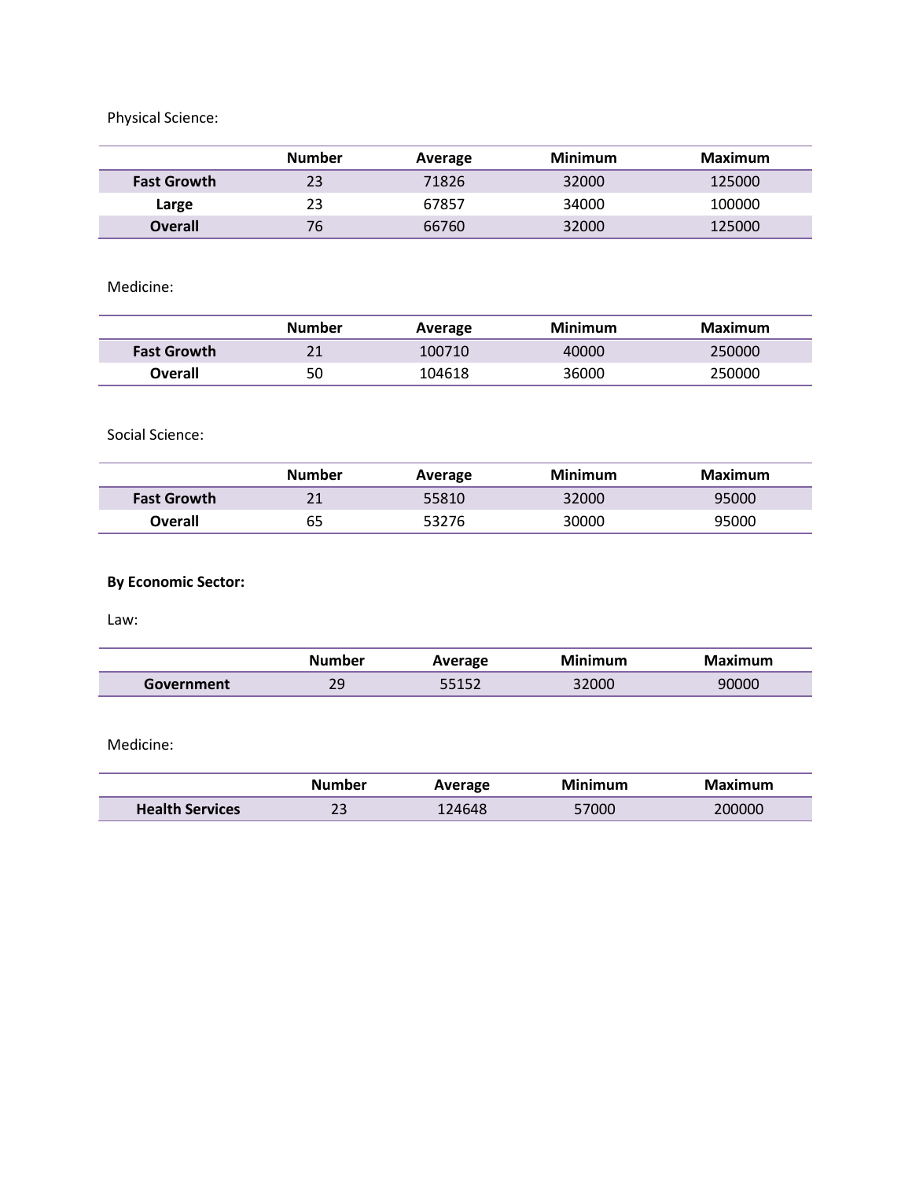Physical Science:

| | Number | Average | Minimum | Maximum |
|---|---|---|---|---|
| **Fast Growth** | 23 | 71826 | 32000 | 125000 |
| **Large** | 23 | 67857 | 34000 | 100000 |
| **Overall** | 76 | 66760 | 32000 | 125000 |

Medicine:

| | Number | Average | Minimum | Maximum |
|---|---|---|---|---|
| **Fast Growth** | 21 | 100710 | 40000 | 250000 |
| **Overall** | 50 | 104618 | 36000 | 250000 |

Social Science:

| | Number | Average | Minimum | Maximum |
|---|---|---|---|---|
| **Fast Growth** | 21 | 55810 | 32000 | 95000 |
| **Overall** | 65 | 53276 | 30000 | 95000 |

**By Economic Sector:**

Law:

| | Number | Average | Minimum | Maximum |
|---|---|---|---|---|
| **Government** | 29 | 55152 | 32000 | 90000 |

Medicine:

| | Number | Average | Minimum | Maximum |
|---|---|---|---|---|
| **Health Services** | 23 | 124648 | 57000 | 200000 |